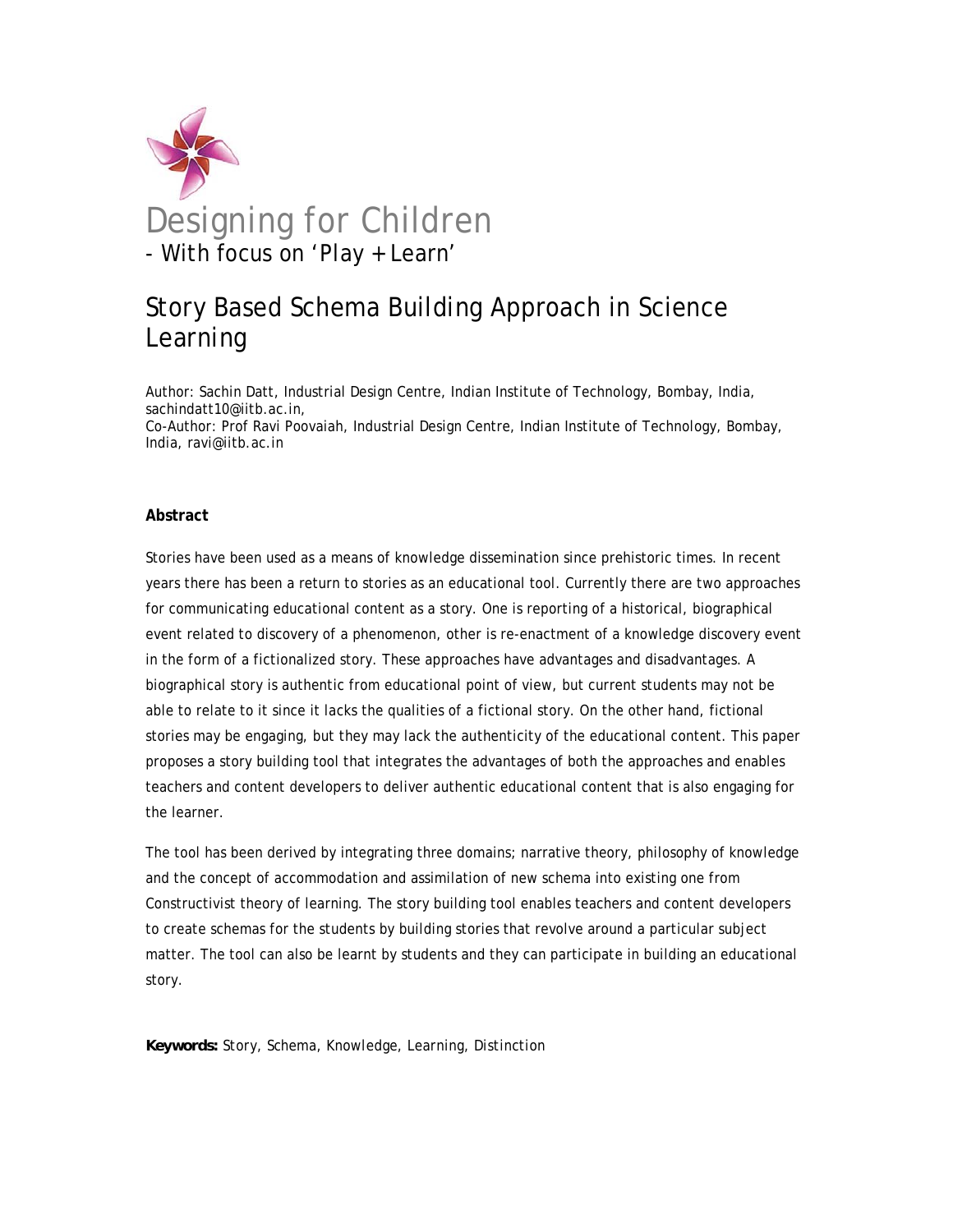# Designing for Children

- With focus on 'Play + Learn'

## Story Based Schema Building Approach in Science Learning

Author: Sachin Datt, Industrial Design Centre, Indian Institute of Technology, Bombay, India, sachindatt10@iitb.ac.in,
Co-Author: Prof Ravi Poovaiah, Industrial Design Centre, Indian Institute of Technology, Bombay, India, ravi@iitb.ac.in

**Abstract**

Stories have been used as a means of knowledge dissemination since prehistoric times. In recent years there has been a return to stories as an educational tool. Currently there are two approaches for communicating educational content as a story. One is reporting of a historical, biographical event related to discovery of a phenomenon, other is re-enactment of a knowledge discovery event in the form of a fictionalized story. These approaches have advantages and disadvantages. A biographical story is authentic from educational point of view, but current students may not be able to relate to it since it lacks the qualities of a fictional story. On the other hand, fictional stories may be engaging, but they may lack the authenticity of the educational content. This paper proposes a story building tool that integrates the advantages of both the approaches and enables teachers and content developers to deliver authentic educational content that is also engaging for the learner.

The tool has been derived by integrating three domains; narrative theory, philosophy of knowledge and the concept of accommodation and assimilation of new schema into existing one from Constructivist theory of learning. The story building tool enables teachers and content developers to create schemas for the students by building stories that revolve around a particular subject matter. The tool can also be learnt by students and they can participate in building an educational story.

**Keywords:** Story, Schema, Knowledge, Learning, Distinction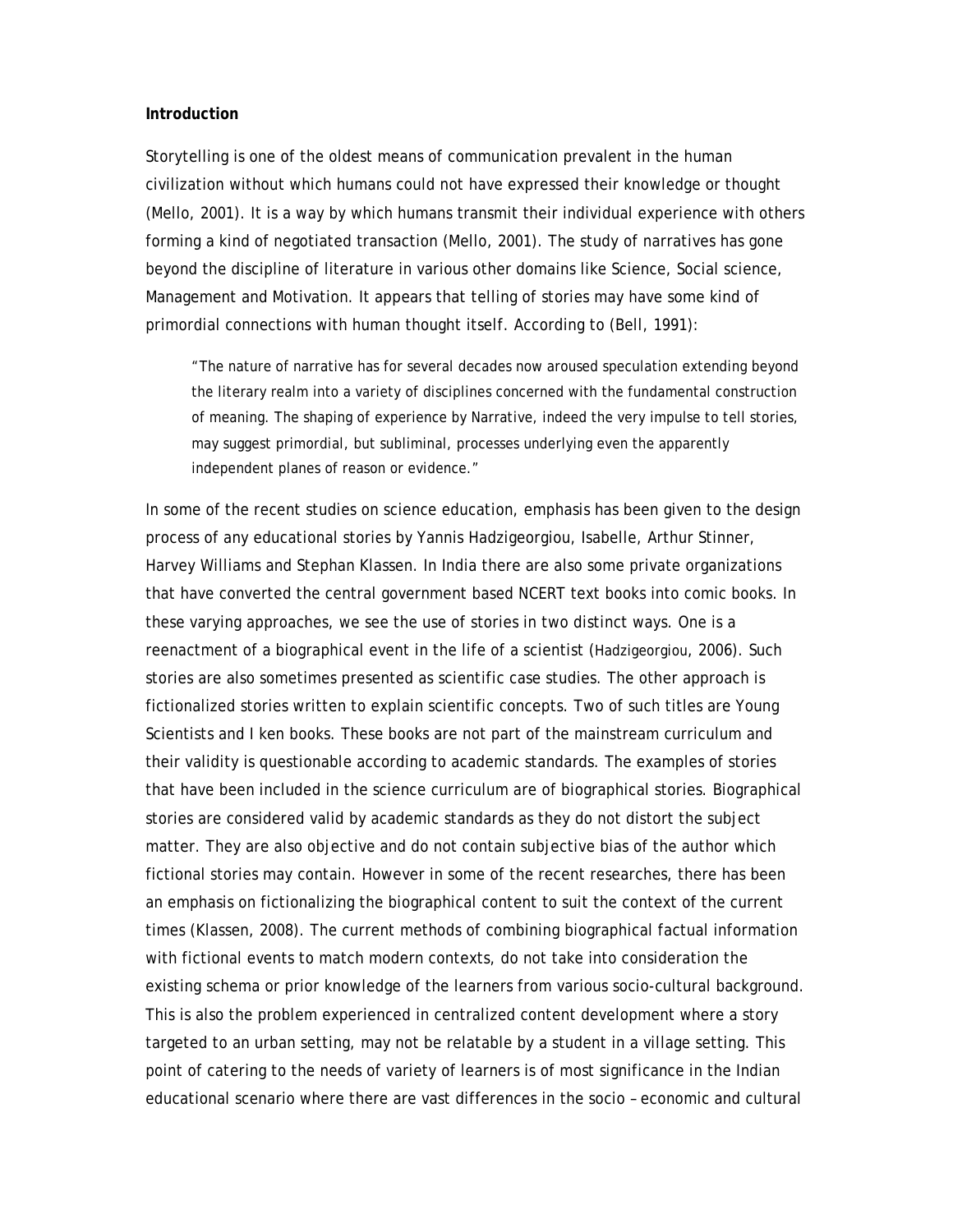**Introduction**

Storytelling is one of the oldest means of communication prevalent in the human civilization without which humans could not have expressed their knowledge or thought (Mello, 2001). It is a way by which humans transmit their individual experience with others forming a kind of negotiated transaction (Mello, 2001). The study of narratives has gone beyond the discipline of literature in various other domains like Science, Social science, Management and Motivation. It appears that telling of stories may have some kind of primordial connections with human thought itself. According to (Bell, 1991):

> "The nature of narrative has for several decades now aroused speculation extending beyond the literary realm into a variety of disciplines concerned with the fundamental construction of meaning. The shaping of experience by Narrative, indeed the very impulse to tell stories, may suggest primordial, but subliminal, processes underlying even the apparently independent planes of reason or evidence."

In some of the recent studies on science education, emphasis has been given to the design process of any educational stories by Yannis Hadzigeorgiou, Isabelle, Arthur Stinner, Harvey Williams and Stephan Klassen. In India there are also some private organizations that have converted the central government based NCERT text books into comic books. In these varying approaches, we see the use of stories in two distinct ways. One is a reenactment of a biographical event in the life of a scientist (Hadzigeorgiou, 2006). Such stories are also sometimes presented as scientific case studies. The other approach is fictionalized stories written to explain scientific concepts. Two of such titles are Young Scientists and I ken books. These books are not part of the mainstream curriculum and their validity is questionable according to academic standards. The examples of stories that have been included in the science curriculum are of biographical stories. Biographical stories are considered valid by academic standards as they do not distort the subject matter. They are also objective and do not contain subjective bias of the author which fictional stories may contain. However in some of the recent researches, there has been an emphasis on fictionalizing the biographical content to suit the context of the current times (Klassen, 2008). The current methods of combining biographical factual information with fictional events to match modern contexts, do not take into consideration the existing schema or prior knowledge of the learners from various socio-cultural background. This is also the problem experienced in centralized content development where a story targeted to an urban setting, may not be relatable by a student in a village setting. This point of catering to the needs of variety of learners is of most significance in the Indian educational scenario where there are vast differences in the socio – economic and cultural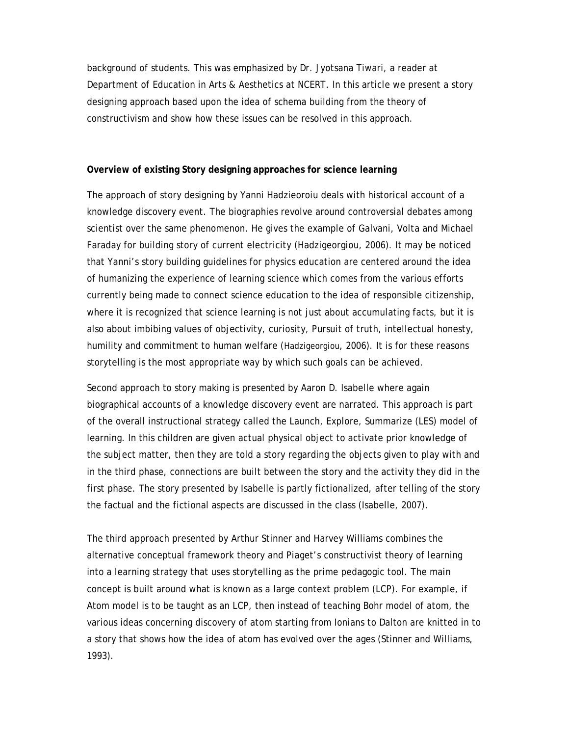background of students. This was emphasized by Dr. Jyotsana Tiwari, a reader at Department of Education in Arts & Aesthetics at NCERT. In this article we present a story designing approach based upon the idea of schema building from the theory of constructivism and show how these issues can be resolved in this approach.

**Overview of existing Story designing approaches for science learning**

The approach of story designing by Yanni Hadzieoroiu deals with historical account of a knowledge discovery event. The biographies revolve around controversial debates among scientist over the same phenomenon. He gives the example of Galvani, Volta and Michael Faraday for building story of current electricity (Hadzigeorgiou, 2006). It may be noticed that Yanni's story building guidelines for physics education are centered around the idea of humanizing the experience of learning science which comes from the various efforts currently being made to connect science education to the idea of responsible citizenship, where it is recognized that science learning is not just about accumulating facts, but it is also about imbibing values of objectivity, curiosity, Pursuit of truth, intellectual honesty, humility and commitment to human welfare (Hadzigeorgiou, 2006). It is for these reasons storytelling is the most appropriate way by which such goals can be achieved.

Second approach to story making is presented by Aaron D. Isabelle where again biographical accounts of a knowledge discovery event are narrated. This approach is part of the overall instructional strategy called the Launch, Explore, Summarize (LES) model of learning. In this children are given actual physical object to activate prior knowledge of the subject matter, then they are told a story regarding the objects given to play with and in the third phase, connections are built between the story and the activity they did in the first phase. The story presented by Isabelle is partly fictionalized, after telling of the story the factual and the fictional aspects are discussed in the class (Isabelle, 2007).

The third approach presented by Arthur Stinner and Harvey Williams combines the alternative conceptual framework theory and Piaget's constructivist theory of learning into a learning strategy that uses storytelling as the prime pedagogic tool. The main concept is built around what is known as a large context problem (LCP). For example, if Atom model is to be taught as an LCP, then instead of teaching Bohr model of atom, the various ideas concerning discovery of atom starting from Ionians to Dalton are knitted in to a story that shows how the idea of atom has evolved over the ages (Stinner and Williams, 1993).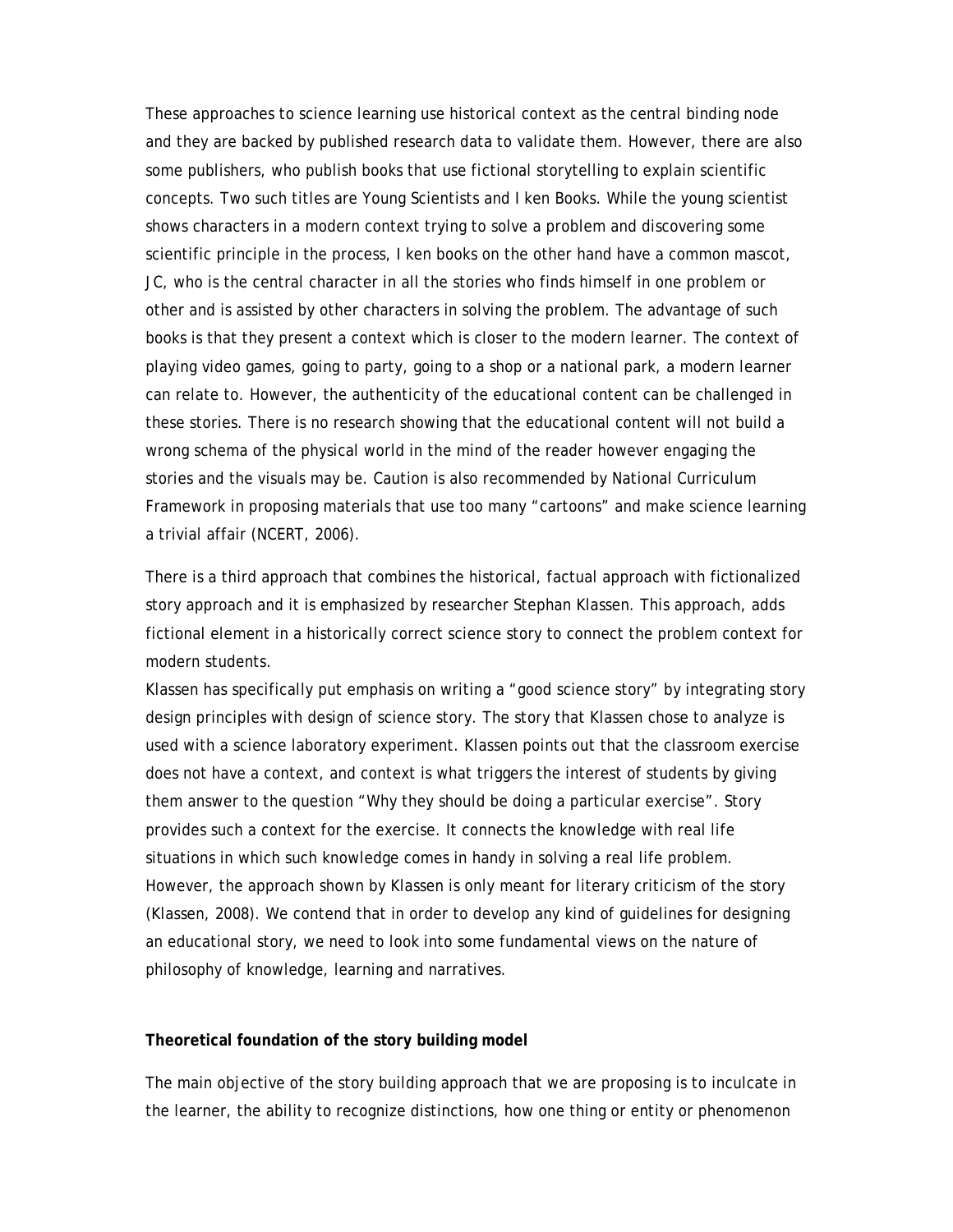These approaches to science learning use historical context as the central binding node and they are backed by published research data to validate them. However, there are also some publishers, who publish books that use fictional storytelling to explain scientific concepts. Two such titles are Young Scientists and I ken Books. While the young scientist shows characters in a modern context trying to solve a problem and discovering some scientific principle in the process, I ken books on the other hand have a common mascot, JC, who is the central character in all the stories who finds himself in one problem or other and is assisted by other characters in solving the problem. The advantage of such books is that they present a context which is closer to the modern learner. The context of playing video games, going to party, going to a shop or a national park, a modern learner can relate to. However, the authenticity of the educational content can be challenged in these stories. There is no research showing that the educational content will not build a wrong schema of the physical world in the mind of the reader however engaging the stories and the visuals may be. Caution is also recommended by National Curriculum Framework in proposing materials that use too many "cartoons" and make science learning a trivial affair (NCERT, 2006).

There is a third approach that combines the historical, factual approach with fictionalized story approach and it is emphasized by researcher Stephan Klassen. This approach, adds fictional element in a historically correct science story to connect the problem context for modern students.

Klassen has specifically put emphasis on writing a "good science story" by integrating story design principles with design of science story. The story that Klassen chose to analyze is used with a science laboratory experiment. Klassen points out that the classroom exercise does not have a context, and context is what triggers the interest of students by giving them answer to the question "Why they should be doing a particular exercise". Story provides such a context for the exercise. It connects the knowledge with real life situations in which such knowledge comes in handy in solving a real life problem. However, the approach shown by Klassen is only meant for literary criticism of the story (Klassen, 2008). We contend that in order to develop any kind of guidelines for designing an educational story, we need to look into some fundamental views on the nature of philosophy of knowledge, learning and narratives.

**Theoretical foundation of the story building model**

The main objective of the story building approach that we are proposing is to inculcate in the learner, the ability to recognize distinctions, how one thing or entity or phenomenon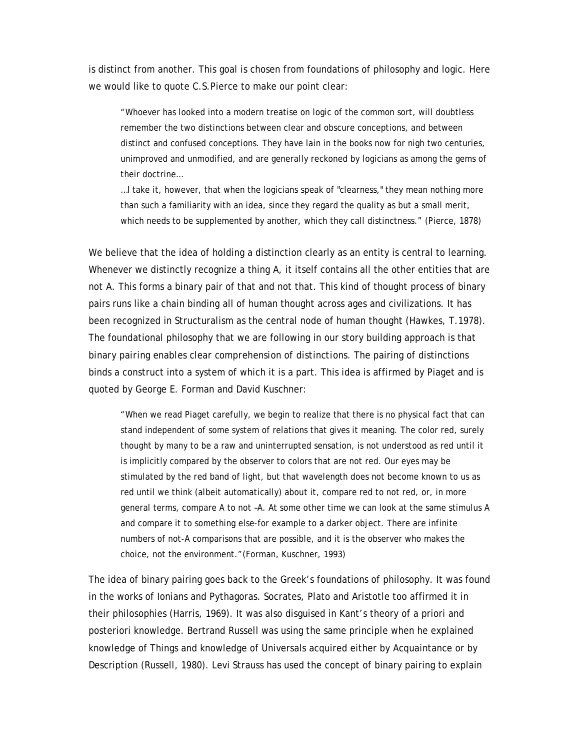is distinct from another. This goal is chosen from foundations of philosophy and logic. Here we would like to quote C.S.Pierce to make our point clear:

> "Whoever has looked into a modern treatise on logic of the common sort, will doubtless remember the two distinctions between clear and obscure conceptions, and between distinct and confused conceptions. They have lain in the books now for nigh two centuries, unimproved and unmodified, and are generally reckoned by logicians as among the gems of their doctrine…
>
> …I take it, however, that when the logicians speak of "clearness," they mean nothing more than such a familiarity with an idea, since they regard the quality as but a small merit, which needs to be supplemented by another, which they call distinctness." (Pierce, 1878)

We believe that the idea of holding a distinction clearly as an entity is central to learning. Whenever we distinctly recognize a thing A, it itself contains all the other entities that are not A. This forms a binary pair of that and not that. This kind of thought process of binary pairs runs like a chain binding all of human thought across ages and civilizations. It has been recognized in Structuralism as the central node of human thought (Hawkes, T.1978). The foundational philosophy that we are following in our story building approach is that binary pairing enables clear comprehension of distinctions. The pairing of distinctions binds a construct into a system of which it is a part. This idea is affirmed by Piaget and is quoted by George E. Forman and David Kuschner:

> "When we read Piaget carefully, we begin to realize that there is no physical fact that can stand independent of some system of relations that gives it meaning. The color red, surely thought by many to be a raw and uninterrupted sensation, is not understood as red until it is implicitly compared by the observer to colors that are not red. Our eyes may be stimulated by the red band of light, but that wavelength does not become known to us as red until we think (albeit automatically) about it, compare red to not red, or, in more general terms, compare A to not –A. At some other time we can look at the same stimulus A and compare it to something else-for example to a darker object. There are infinite numbers of not-A comparisons that are possible, and it is the observer who makes the choice, not the environment."(Forman, Kuschner, 1993)

The idea of binary pairing goes back to the Greek's foundations of philosophy. It was found in the works of Ionians and Pythagoras. Socrates, Plato and Aristotle too affirmed it in their philosophies (Harris, 1969). It was also disguised in Kant's theory of a priori and posteriori knowledge. Bertrand Russell was using the same principle when he explained knowledge of Things and knowledge of Universals acquired either by Acquaintance or by Description (Russell, 1980). Levi Strauss has used the concept of binary pairing to explain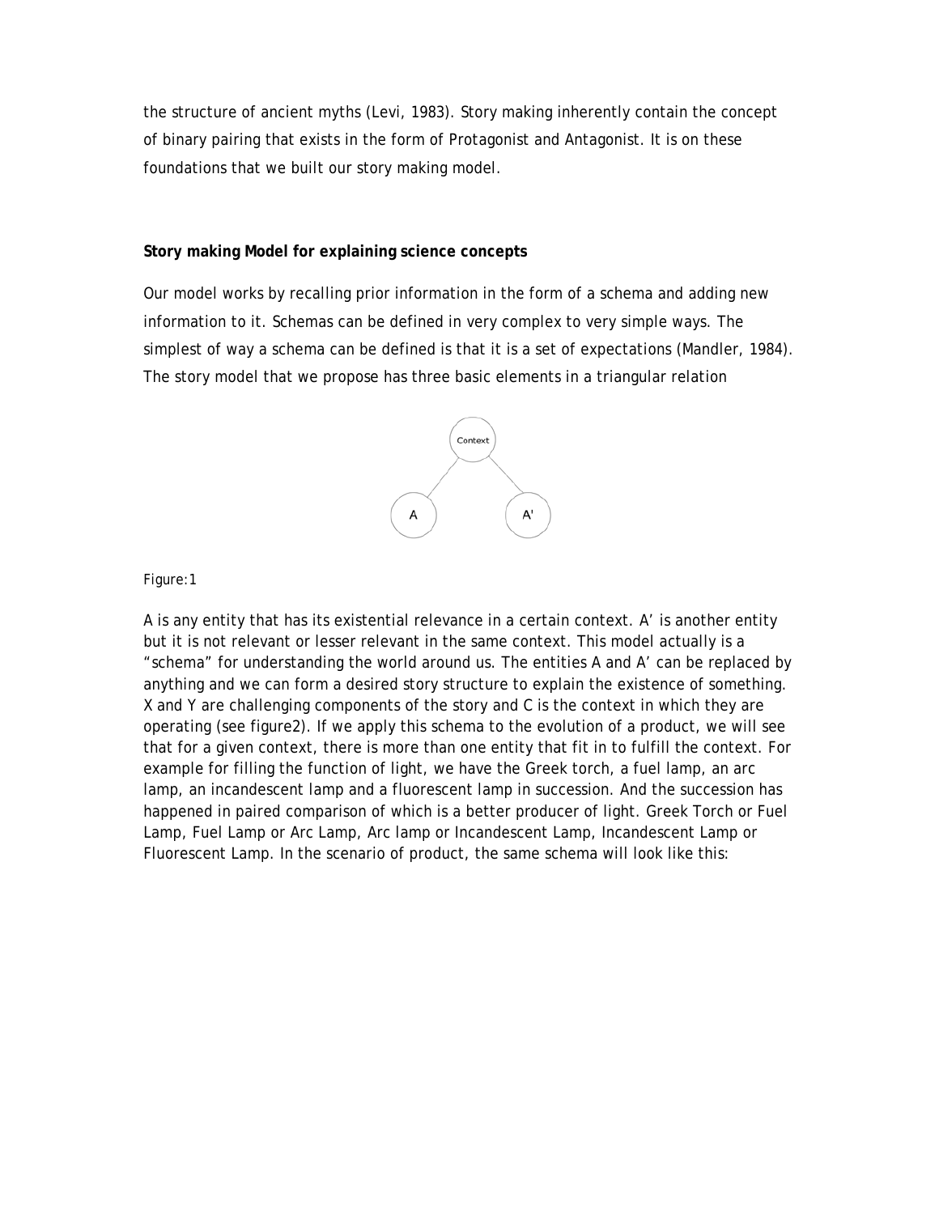the structure of ancient myths (Levi, 1983). Story making inherently contain the concept of binary pairing that exists in the form of Protagonist and Antagonist. It is on these foundations that we built our story making model.

**Story making Model for explaining science concepts**

Our model works by recalling prior information in the form of a schema and adding new information to it. Schemas can be defined in very complex to very simple ways. The simplest of way a schema can be defined is that it is a set of expectations (Mandler, 1984). The story model that we propose has three basic elements in a triangular relation

Figure:1

A is any entity that has its existential relevance in a certain context. A' is another entity but it is not relevant or lesser relevant in the same context. This model actually is a "schema" for understanding the world around us. The entities A and A' can be replaced by anything and we can form a desired story structure to explain the existence of something. X and Y are challenging components of the story and C is the context in which they are operating (see figure2). If we apply this schema to the evolution of a product, we will see that for a given context, there is more than one entity that fit in to fulfill the context. For example for filling the function of light, we have the Greek torch, a fuel lamp, an arc lamp, an incandescent lamp and a fluorescent lamp in succession. And the succession has happened in paired comparison of which is a better producer of light. Greek Torch or Fuel Lamp, Fuel Lamp or Arc Lamp, Arc lamp or Incandescent Lamp, Incandescent Lamp or Fluorescent Lamp. In the scenario of product, the same schema will look like this: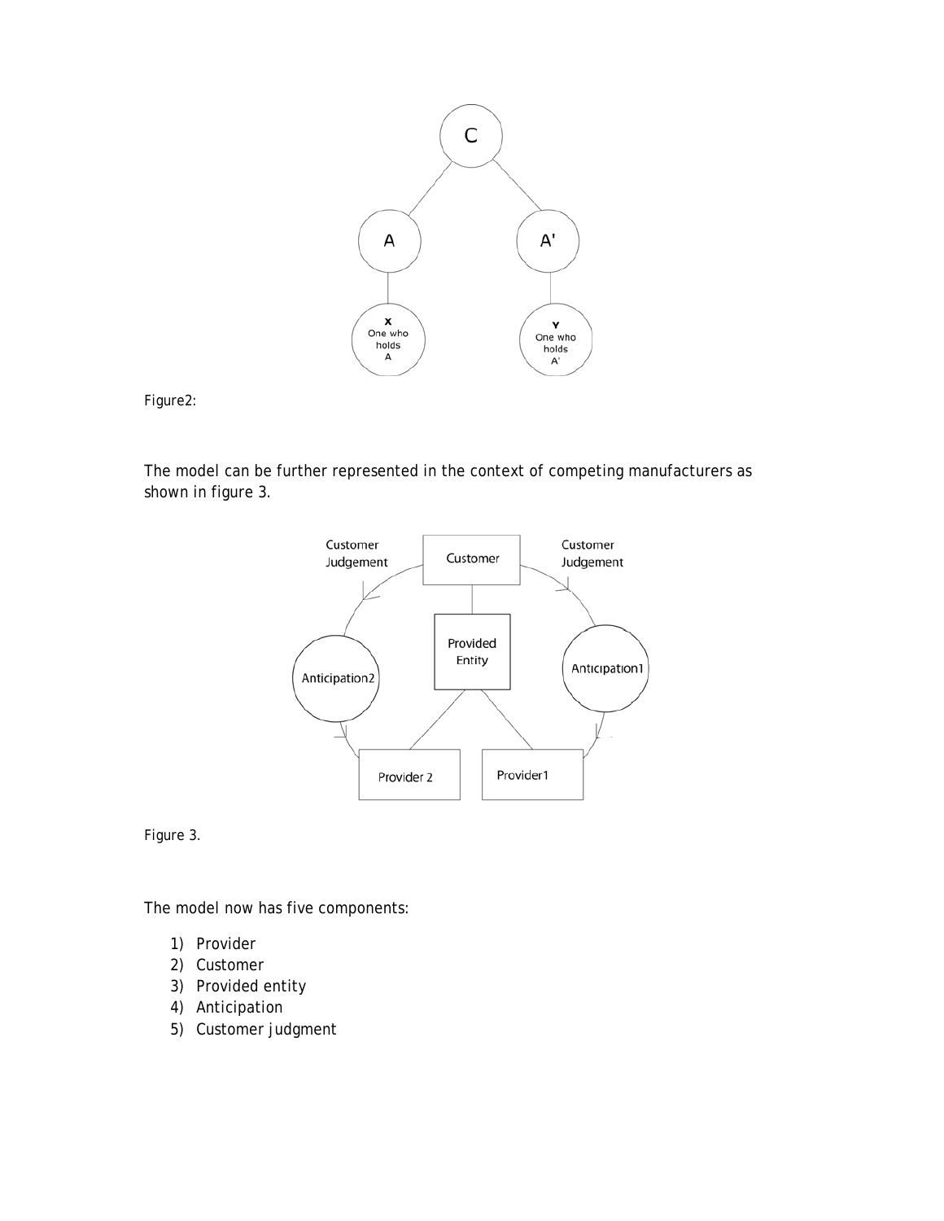Figure2:

The model can be further represented in the context of competing manufacturers as shown in figure 3.

Figure 3.

The model now has five components:

1) Provider
2) Customer
3) Provided entity
4) Anticipation
5) Customer judgment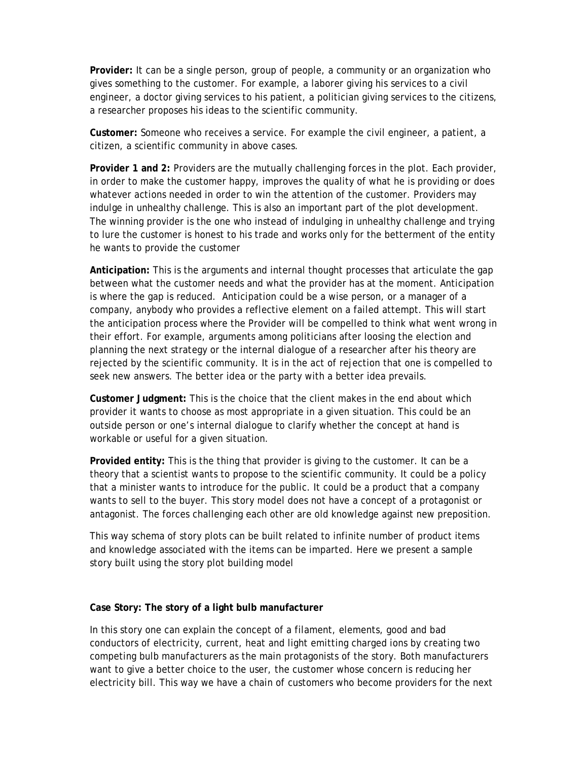**Provider:** It can be a single person, group of people, a community or an organization who gives something to the customer. For example, a laborer giving his services to a civil engineer, a doctor giving services to his patient, a politician giving services to the citizens, a researcher proposes his ideas to the scientific community.

**Customer:** Someone who receives a service. For example the civil engineer, a patient, a citizen, a scientific community in above cases.

**Provider 1 and 2:** Providers are the mutually challenging forces in the plot. Each provider, in order to make the customer happy, improves the quality of what he is providing or does whatever actions needed in order to win the attention of the customer. Providers may indulge in unhealthy challenge. This is also an important part of the plot development. The winning provider is the one who instead of indulging in unhealthy challenge and trying to lure the customer is honest to his trade and works only for the betterment of the entity he wants to provide the customer

**Anticipation:** This is the arguments and internal thought processes that articulate the gap between what the customer needs and what the provider has at the moment. Anticipation is where the gap is reduced. Anticipation could be a wise person, or a manager of a company, anybody who provides a reflective element on a failed attempt. This will start the anticipation process where the Provider will be compelled to think what went wrong in their effort. For example, arguments among politicians after loosing the election and planning the next strategy or the internal dialogue of a researcher after his theory are rejected by the scientific community. It is in the act of rejection that one is compelled to seek new answers. The better idea or the party with a better idea prevails.

**Customer Judgment:** This is the choice that the client makes in the end about which provider it wants to choose as most appropriate in a given situation. This could be an outside person or one's internal dialogue to clarify whether the concept at hand is workable or useful for a given situation.

**Provided entity:** This is the thing that provider is giving to the customer. It can be a theory that a scientist wants to propose to the scientific community. It could be a policy that a minister wants to introduce for the public. It could be a product that a company wants to sell to the buyer. This story model does not have a concept of a protagonist or antagonist. The forces challenging each other are old knowledge against new preposition.

This way schema of story plots can be built related to infinite number of product items and knowledge associated with the items can be imparted. Here we present a sample story built using the story plot building model

**Case Story: The story of a light bulb manufacturer**

In this story one can explain the concept of a filament, elements, good and bad conductors of electricity, current, heat and light emitting charged ions by creating two competing bulb manufacturers as the main protagonists of the story. Both manufacturers want to give a better choice to the user, the customer whose concern is reducing her electricity bill. This way we have a chain of customers who become providers for the next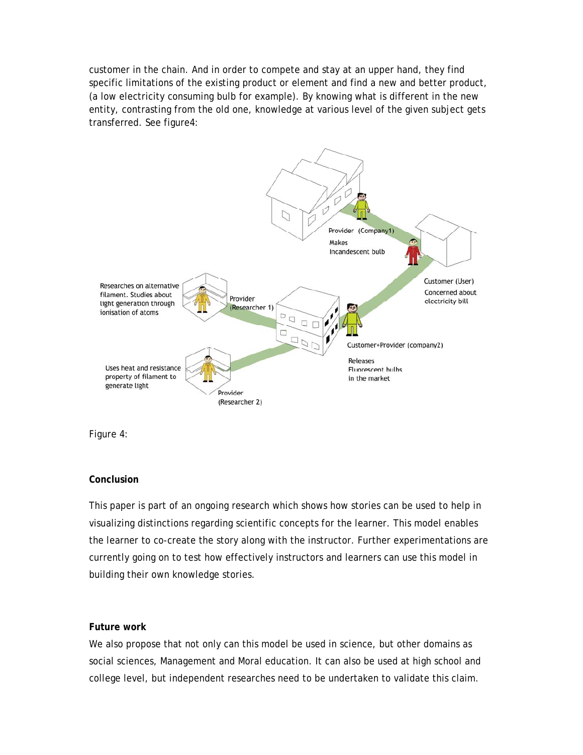customer in the chain. And in order to compete and stay at an upper hand, they find specific limitations of the existing product or element and find a new and better product, (a low electricity consuming bulb for example). By knowing what is different in the new entity, contrasting from the old one, knowledge at various level of the given subject gets transferred. See figure4:

Figure 4:

**Conclusion**

This paper is part of an ongoing research which shows how stories can be used to help in visualizing distinctions regarding scientific concepts for the learner. This model enables the learner to co-create the story along with the instructor. Further experimentations are currently going on to test how effectively instructors and learners can use this model in building their own knowledge stories.

**Future work**

We also propose that not only can this model be used in science, but other domains as social sciences, Management and Moral education. It can also be used at high school and college level, but independent researches need to be undertaken to validate this claim.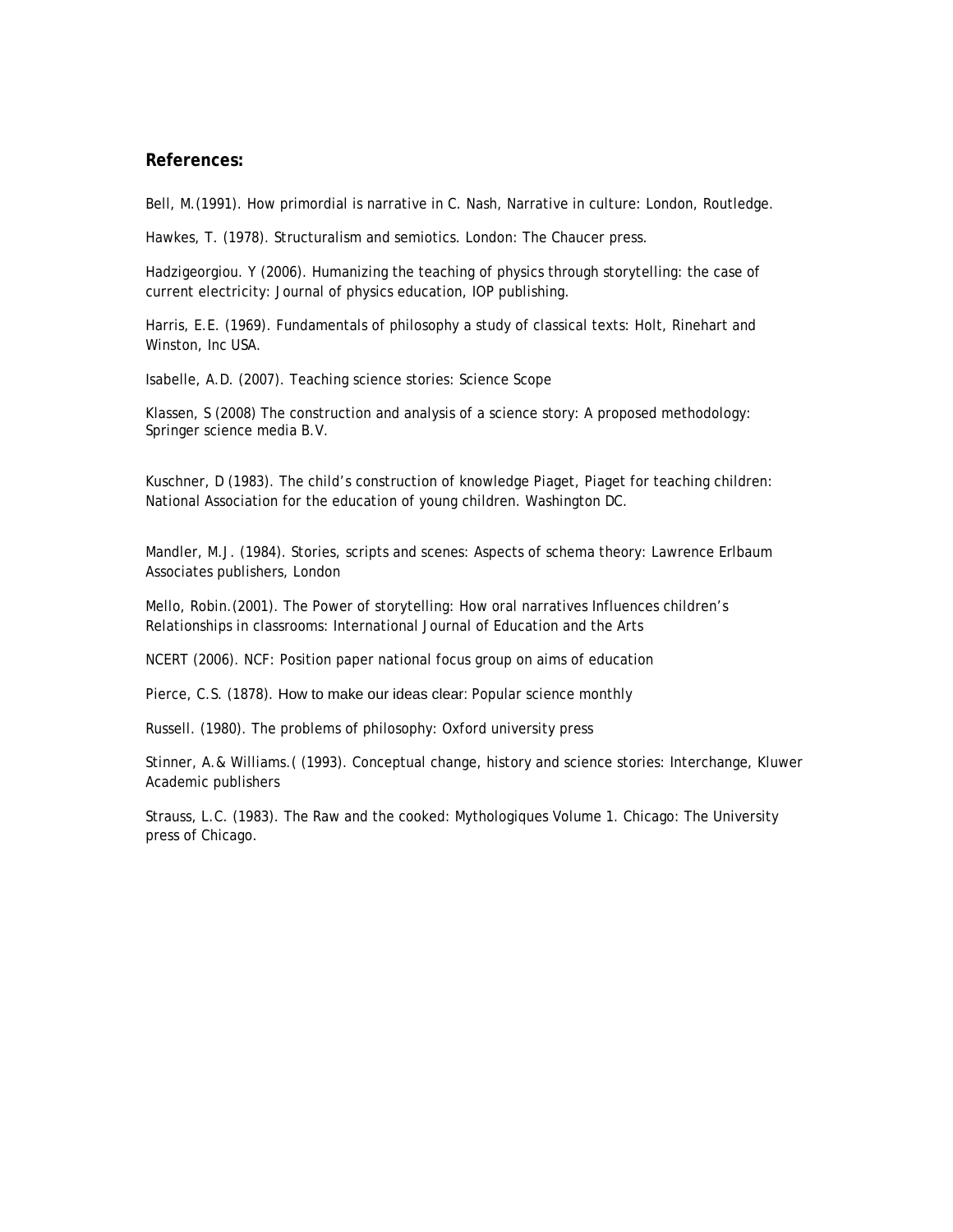**References:**

Bell, M.(1991). How primordial is narrative in C. Nash, Narrative in culture: London, Routledge.

Hawkes, T. (1978). Structuralism and semiotics. London: The Chaucer press.

Hadzigeorgiou. Y (2006). Humanizing the teaching of physics through storytelling: the case of current electricity: Journal of physics education, IOP publishing.

Harris, E.E. (1969). Fundamentals of philosophy a study of classical texts: Holt, Rinehart and Winston, Inc USA.

Isabelle, A.D. (2007). Teaching science stories: Science Scope

Klassen, S (2008) The construction and analysis of a science story: A proposed methodology: Springer science media B.V.

Kuschner, D (1983). The child's construction of knowledge Piaget, Piaget for teaching children: National Association for the education of young children. Washington DC.

Mandler, M.J. (1984). Stories, scripts and scenes: Aspects of schema theory: Lawrence Erlbaum Associates publishers, London

Mello, Robin.(2001). The Power of storytelling: How oral narratives Influences children's Relationships in classrooms: International Journal of Education and the Arts

NCERT (2006). NCF: Position paper national focus group on aims of education

Pierce, C.S. (1878). How to make our ideas clear: Popular science monthly

Russell. (1980). The problems of philosophy: Oxford university press

Stinner, A.& Williams.( (1993). Conceptual change, history and science stories: Interchange, Kluwer Academic publishers

Strauss, L.C. (1983). The Raw and the cooked: Mythologiques Volume 1. Chicago: The University press of Chicago.